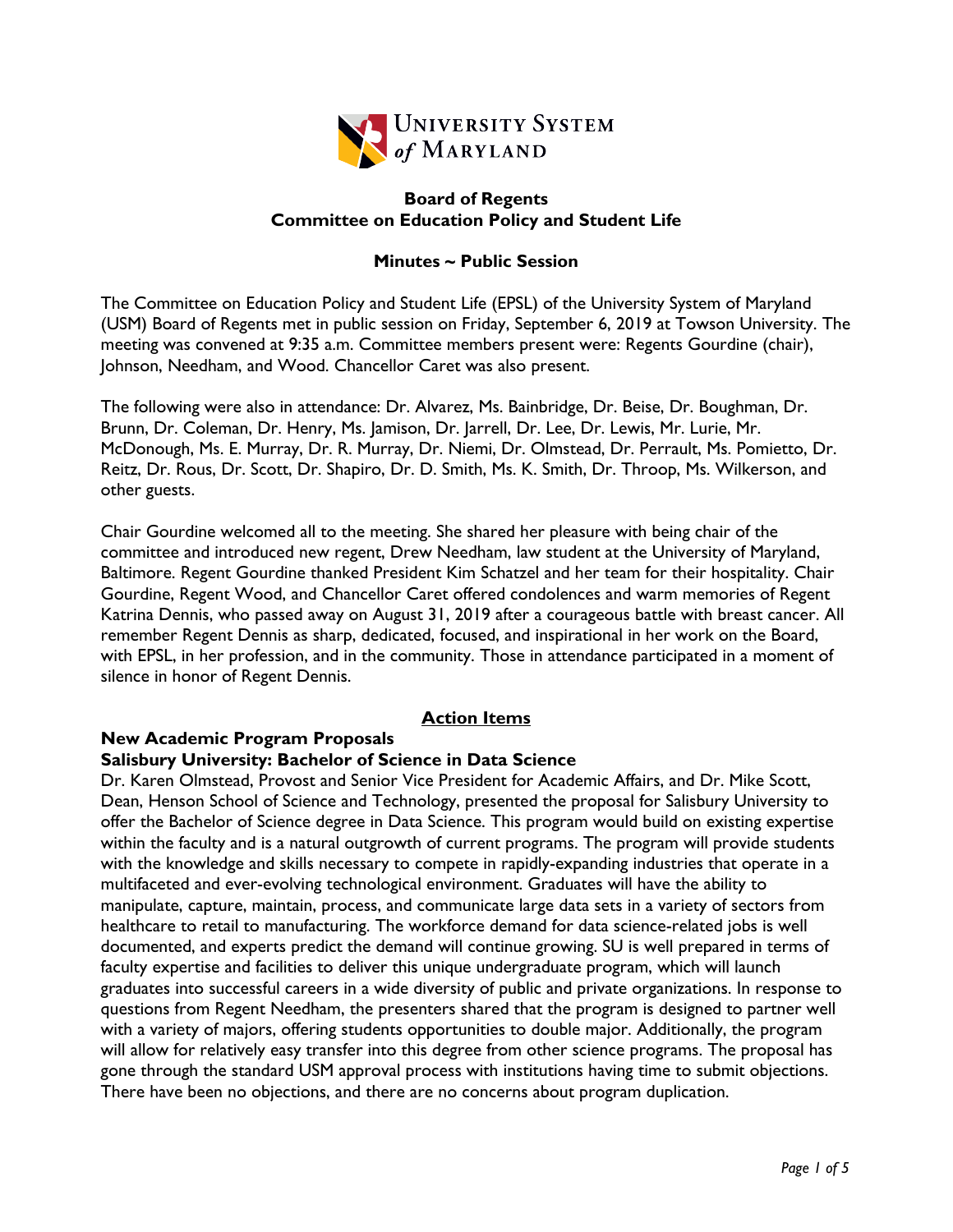# Board of Regents
## Committee on Education Policy and Student Life

### Minutes ~ Public Session

The Committee on Education Policy and Student Life (EPSL) of the University System of Maryland (USM) Board of Regents met in public session on Friday, September 6, 2019 at Towson University. The meeting was convened at 9:35 a.m. Committee members present were: Regents Gourdine (chair), Johnson, Needham, and Wood. Chancellor Caret was also present.

The following were also in attendance: Dr. Alvarez, Ms. Bainbridge, Dr. Beise, Dr. Boughman, Dr. Brunn, Dr. Coleman, Dr. Henry, Ms. Jamison, Dr. Jarrell, Dr. Lee, Dr. Lewis, Mr. Lurie, Mr. McDonough, Ms. E. Murray, Dr. R. Murray, Dr. Niemi, Dr. Olmstead, Dr. Perrault, Ms. Pomietto, Dr. Reitz, Dr. Rous, Dr. Scott, Dr. Shapiro, Dr. D. Smith, Ms. K. Smith, Dr. Throop, Ms. Wilkerson, and other guests.

Chair Gourdine welcomed all to the meeting. She shared her pleasure with being chair of the committee and introduced new regent, Drew Needham, law student at the University of Maryland, Baltimore. Regent Gourdine thanked President Kim Schatzel and her team for their hospitality. Chair Gourdine, Regent Wood, and Chancellor Caret offered condolences and warm memories of Regent Katrina Dennis, who passed away on August 31, 2019 after a courageous battle with breast cancer. All remember Regent Dennis as sharp, dedicated, focused, and inspirational in her work on the Board, with EPSL, in her profession, and in the community. Those in attendance participated in a moment of silence in honor of Regent Dennis.

## Action Items

**New Academic Program Proposals**

**Salisbury University: Bachelor of Science in Data Science**

Dr. Karen Olmstead, Provost and Senior Vice President for Academic Affairs, and Dr. Mike Scott, Dean, Henson School of Science and Technology, presented the proposal for Salisbury University to offer the Bachelor of Science degree in Data Science. This program would build on existing expertise within the faculty and is a natural outgrowth of current programs. The program will provide students with the knowledge and skills necessary to compete in rapidly-expanding industries that operate in a multifaceted and ever-evolving technological environment. Graduates will have the ability to manipulate, capture, maintain, process, and communicate large data sets in a variety of sectors from healthcare to retail to manufacturing. The workforce demand for data science-related jobs is well documented, and experts predict the demand will continue growing. SU is well prepared in terms of faculty expertise and facilities to deliver this unique undergraduate program, which will launch graduates into successful careers in a wide diversity of public and private organizations. In response to questions from Regent Needham, the presenters shared that the program is designed to partner well with a variety of majors, offering students opportunities to double major. Additionally, the program will allow for relatively easy transfer into this degree from other science programs. The proposal has gone through the standard USM approval process with institutions having time to submit objections. There have been no objections, and there are no concerns about program duplication.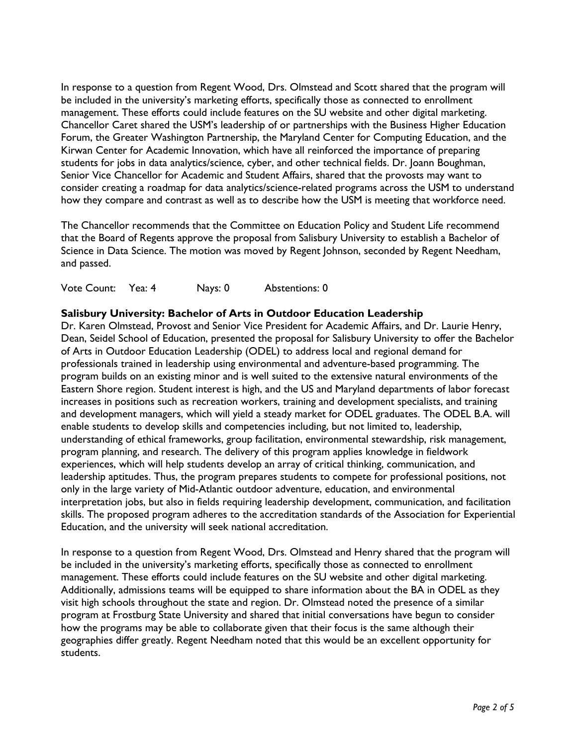In response to a question from Regent Wood, Drs. Olmstead and Scott shared that the program will be included in the university's marketing efforts, specifically those as connected to enrollment management. These efforts could include features on the SU website and other digital marketing. Chancellor Caret shared the USM's leadership of or partnerships with the Business Higher Education Forum, the Greater Washington Partnership, the Maryland Center for Computing Education, and the Kirwan Center for Academic Innovation, which have all reinforced the importance of preparing students for jobs in data analytics/science, cyber, and other technical fields. Dr. Joann Boughman, Senior Vice Chancellor for Academic and Student Affairs, shared that the provosts may want to consider creating a roadmap for data analytics/science-related programs across the USM to understand how they compare and contrast as well as to describe how the USM is meeting that workforce need.

The Chancellor recommends that the Committee on Education Policy and Student Life recommend that the Board of Regents approve the proposal from Salisbury University to establish a Bachelor of Science in Data Science. The motion was moved by Regent Johnson, seconded by Regent Needham, and passed.

Vote Count: Yea: 4 Nays: 0 Abstentions: 0

**Salisbury University: Bachelor of Arts in Outdoor Education Leadership**

Dr. Karen Olmstead, Provost and Senior Vice President for Academic Affairs, and Dr. Laurie Henry, Dean, Seidel School of Education, presented the proposal for Salisbury University to offer the Bachelor of Arts in Outdoor Education Leadership (ODEL) to address local and regional demand for professionals trained in leadership using environmental and adventure-based programming. The program builds on an existing minor and is well suited to the extensive natural environments of the Eastern Shore region. Student interest is high, and the US and Maryland departments of labor forecast increases in positions such as recreation workers, training and development specialists, and training and development managers, which will yield a steady market for ODEL graduates. The ODEL B.A. will enable students to develop skills and competencies including, but not limited to, leadership, understanding of ethical frameworks, group facilitation, environmental stewardship, risk management, program planning, and research. The delivery of this program applies knowledge in fieldwork experiences, which will help students develop an array of critical thinking, communication, and leadership aptitudes. Thus, the program prepares students to compete for professional positions, not only in the large variety of Mid-Atlantic outdoor adventure, education, and environmental interpretation jobs, but also in fields requiring leadership development, communication, and facilitation skills. The proposed program adheres to the accreditation standards of the Association for Experiential Education, and the university will seek national accreditation.

In response to a question from Regent Wood, Drs. Olmstead and Henry shared that the program will be included in the university's marketing efforts, specifically those as connected to enrollment management. These efforts could include features on the SU website and other digital marketing. Additionally, admissions teams will be equipped to share information about the BA in ODEL as they visit high schools throughout the state and region. Dr. Olmstead noted the presence of a similar program at Frostburg State University and shared that initial conversations have begun to consider how the programs may be able to collaborate given that their focus is the same although their geographies differ greatly. Regent Needham noted that this would be an excellent opportunity for students.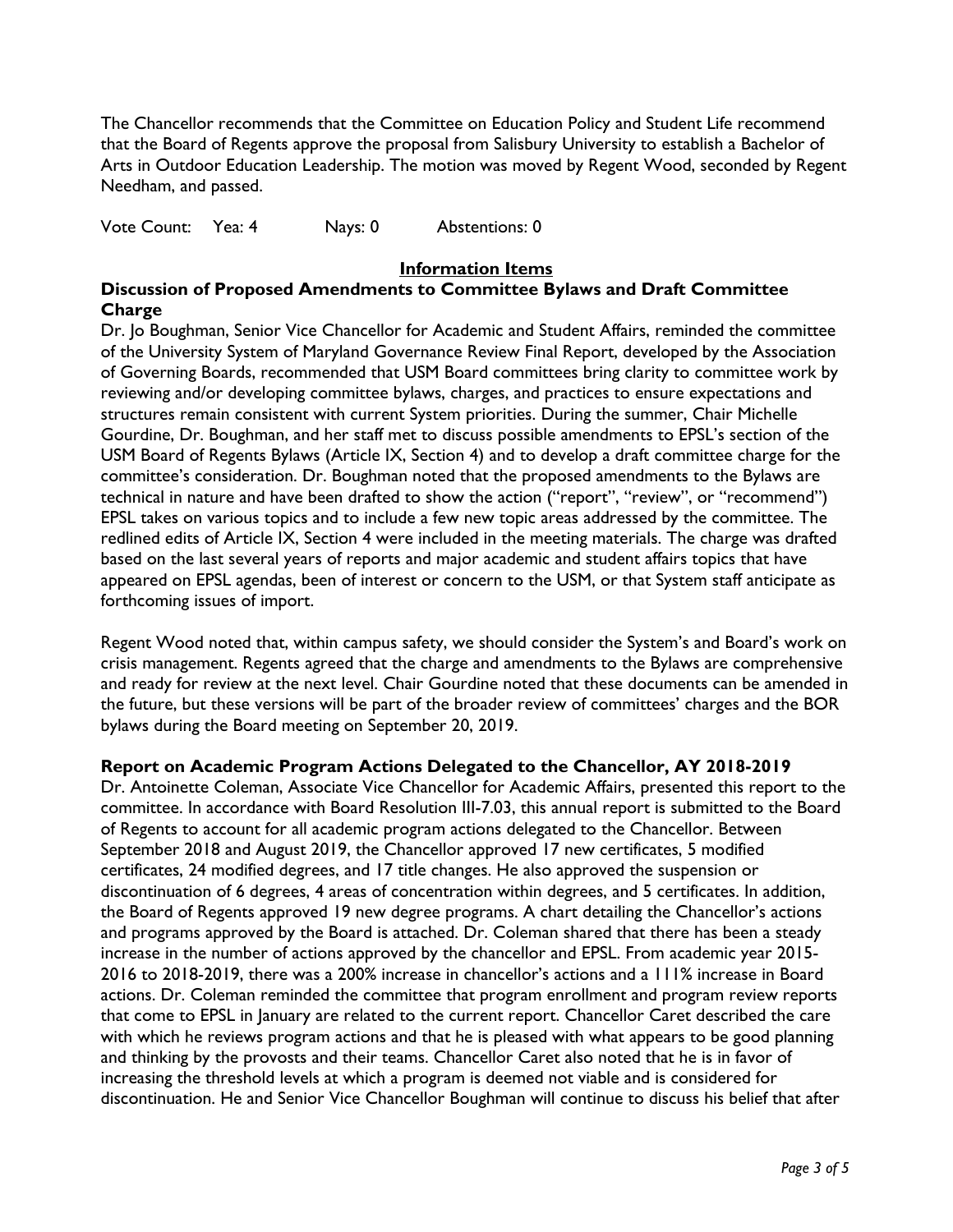The Chancellor recommends that the Committee on Education Policy and Student Life recommend that the Board of Regents approve the proposal from Salisbury University to establish a Bachelor of Arts in Outdoor Education Leadership. The motion was moved by Regent Wood, seconded by Regent Needham, and passed.

Vote Count: Yea: 4 Nays: 0 Abstentions: 0

## Information Items

### Discussion of Proposed Amendments to Committee Bylaws and Draft Committee Charge

Dr. Jo Boughman, Senior Vice Chancellor for Academic and Student Affairs, reminded the committee of the University System of Maryland Governance Review Final Report, developed by the Association of Governing Boards, recommended that USM Board committees bring clarity to committee work by reviewing and/or developing committee bylaws, charges, and practices to ensure expectations and structures remain consistent with current System priorities. During the summer, Chair Michelle Gourdine, Dr. Boughman, and her staff met to discuss possible amendments to EPSL's section of the USM Board of Regents Bylaws (Article IX, Section 4) and to develop a draft committee charge for the committee's consideration. Dr. Boughman noted that the proposed amendments to the Bylaws are technical in nature and have been drafted to show the action ("report", "review", or "recommend") EPSL takes on various topics and to include a few new topic areas addressed by the committee. The redlined edits of Article IX, Section 4 were included in the meeting materials. The charge was drafted based on the last several years of reports and major academic and student affairs topics that have appeared on EPSL agendas, been of interest or concern to the USM, or that System staff anticipate as forthcoming issues of import.

Regent Wood noted that, within campus safety, we should consider the System's and Board's work on crisis management. Regents agreed that the charge and amendments to the Bylaws are comprehensive and ready for review at the next level. Chair Gourdine noted that these documents can be amended in the future, but these versions will be part of the broader review of committees' charges and the BOR bylaws during the Board meeting on September 20, 2019.

### Report on Academic Program Actions Delegated to the Chancellor, AY 2018-2019

Dr. Antoinette Coleman, Associate Vice Chancellor for Academic Affairs, presented this report to the committee. In accordance with Board Resolution III-7.03, this annual report is submitted to the Board of Regents to account for all academic program actions delegated to the Chancellor. Between September 2018 and August 2019, the Chancellor approved 17 new certificates, 5 modified certificates, 24 modified degrees, and 17 title changes. He also approved the suspension or discontinuation of 6 degrees, 4 areas of concentration within degrees, and 5 certificates. In addition, the Board of Regents approved 19 new degree programs. A chart detailing the Chancellor's actions and programs approved by the Board is attached. Dr. Coleman shared that there has been a steady increase in the number of actions approved by the chancellor and EPSL. From academic year 2015-2016 to 2018-2019, there was a 200% increase in chancellor's actions and a 111% increase in Board actions. Dr. Coleman reminded the committee that program enrollment and program review reports that come to EPSL in January are related to the current report. Chancellor Caret described the care with which he reviews program actions and that he is pleased with what appears to be good planning and thinking by the provosts and their teams. Chancellor Caret also noted that he is in favor of increasing the threshold levels at which a program is deemed not viable and is considered for discontinuation. He and Senior Vice Chancellor Boughman will continue to discuss his belief that after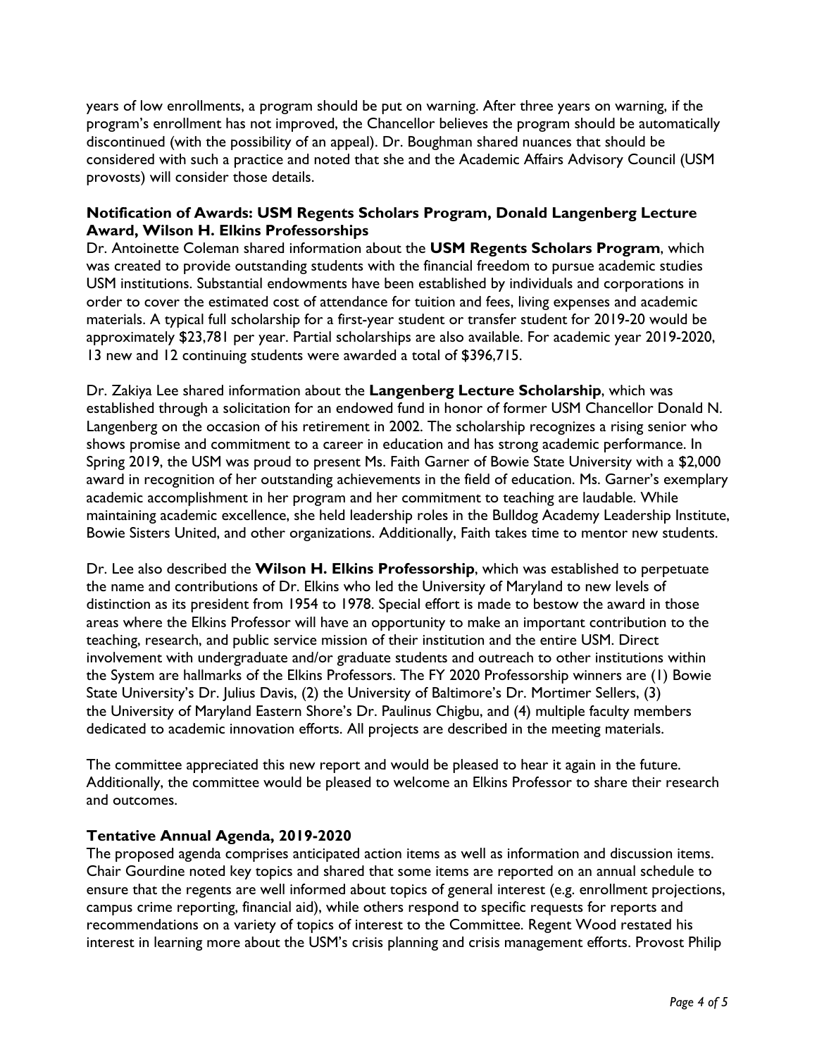years of low enrollments, a program should be put on warning. After three years on warning, if the program's enrollment has not improved, the Chancellor believes the program should be automatically discontinued (with the possibility of an appeal). Dr. Boughman shared nuances that should be considered with such a practice and noted that she and the Academic Affairs Advisory Council (USM provosts) will consider those details.

**Notification of Awards: USM Regents Scholars Program, Donald Langenberg Lecture Award, Wilson H. Elkins Professorships**

Dr. Antoinette Coleman shared information about the **USM Regents Scholars Program**, which was created to provide outstanding students with the financial freedom to pursue academic studies USM institutions. Substantial endowments have been established by individuals and corporations in order to cover the estimated cost of attendance for tuition and fees, living expenses and academic materials. A typical full scholarship for a first-year student or transfer student for 2019-20 would be approximately $23,781 per year. Partial scholarships are also available. For academic year 2019-2020, 13 new and 12 continuing students were awarded a total of $396,715.

Dr. Zakiya Lee shared information about the **Langenberg Lecture Scholarship**, which was established through a solicitation for an endowed fund in honor of former USM Chancellor Donald N. Langenberg on the occasion of his retirement in 2002. The scholarship recognizes a rising senior who shows promise and commitment to a career in education and has strong academic performance. In Spring 2019, the USM was proud to present Ms. Faith Garner of Bowie State University with a $2,000 award in recognition of her outstanding achievements in the field of education. Ms. Garner's exemplary academic accomplishment in her program and her commitment to teaching are laudable. While maintaining academic excellence, she held leadership roles in the Bulldog Academy Leadership Institute, Bowie Sisters United, and other organizations. Additionally, Faith takes time to mentor new students.

Dr. Lee also described the **Wilson H. Elkins Professorship**, which was established to perpetuate the name and contributions of Dr. Elkins who led the University of Maryland to new levels of distinction as its president from 1954 to 1978. Special effort is made to bestow the award in those areas where the Elkins Professor will have an opportunity to make an important contribution to the teaching, research, and public service mission of their institution and the entire USM. Direct involvement with undergraduate and/or graduate students and outreach to other institutions within the System are hallmarks of the Elkins Professors. The FY 2020 Professorship winners are (1) Bowie State University's Dr. Julius Davis, (2) the University of Baltimore's Dr. Mortimer Sellers, (3) the University of Maryland Eastern Shore's Dr. Paulinus Chigbu, and (4) multiple faculty members dedicated to academic innovation efforts. All projects are described in the meeting materials.

The committee appreciated this new report and would be pleased to hear it again in the future. Additionally, the committee would be pleased to welcome an Elkins Professor to share their research and outcomes.

**Tentative Annual Agenda, 2019-2020**

The proposed agenda comprises anticipated action items as well as information and discussion items. Chair Gourdine noted key topics and shared that some items are reported on an annual schedule to ensure that the regents are well informed about topics of general interest (e.g. enrollment projections, campus crime reporting, financial aid), while others respond to specific requests for reports and recommendations on a variety of topics of interest to the Committee. Regent Wood restated his interest in learning more about the USM's crisis planning and crisis management efforts. Provost Philip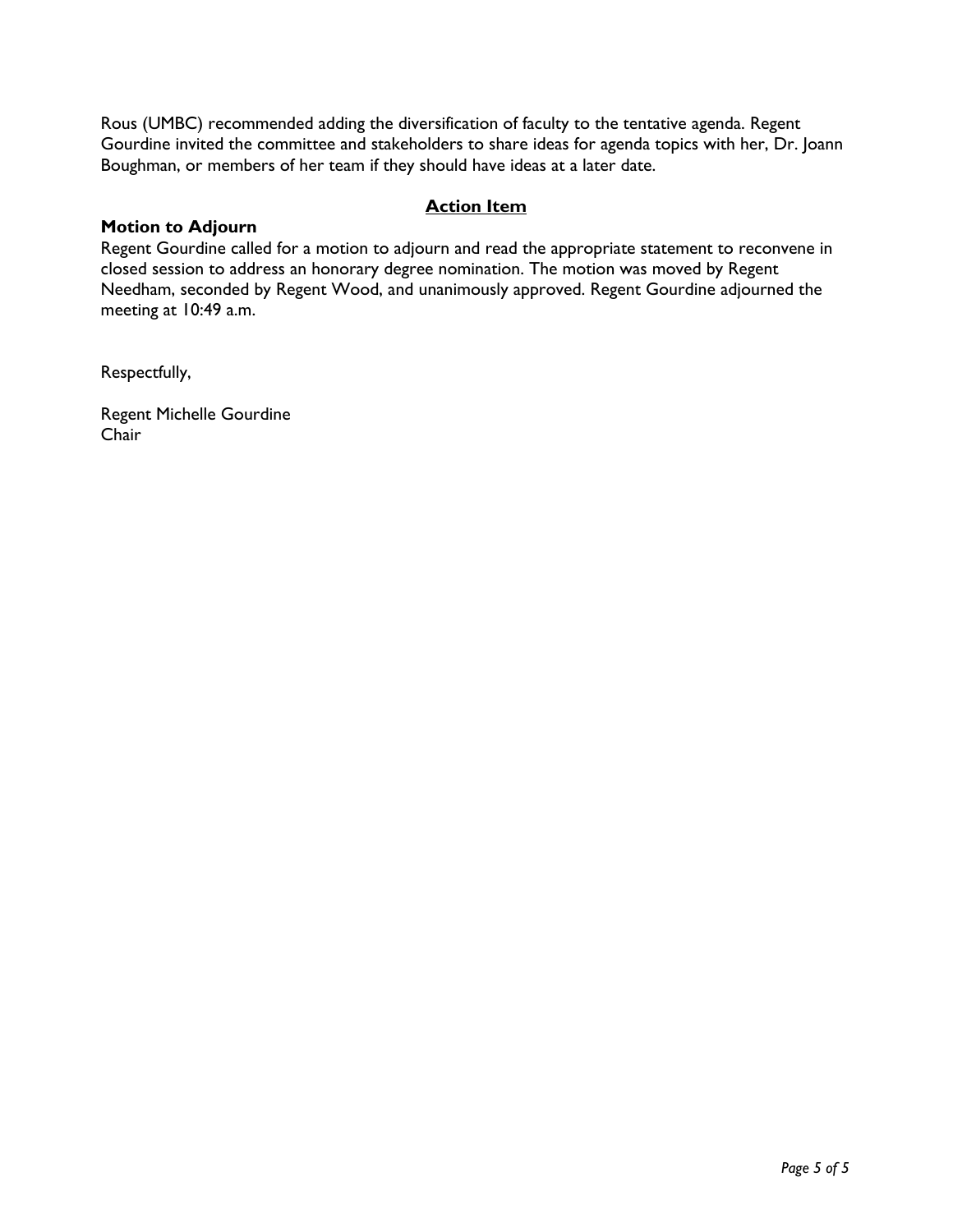Rous (UMBC) recommended adding the diversification of faculty to the tentative agenda. Regent Gourdine invited the committee and stakeholders to share ideas for agenda topics with her, Dr. Joann Boughman, or members of her team if they should have ideas at a later date.

## Action Item

**Motion to Adjourn**

Regent Gourdine called for a motion to adjourn and read the appropriate statement to reconvene in closed session to address an honorary degree nomination. The motion was moved by Regent Needham, seconded by Regent Wood, and unanimously approved. Regent Gourdine adjourned the meeting at 10:49 a.m.

Respectfully,

Regent Michelle Gourdine
Chair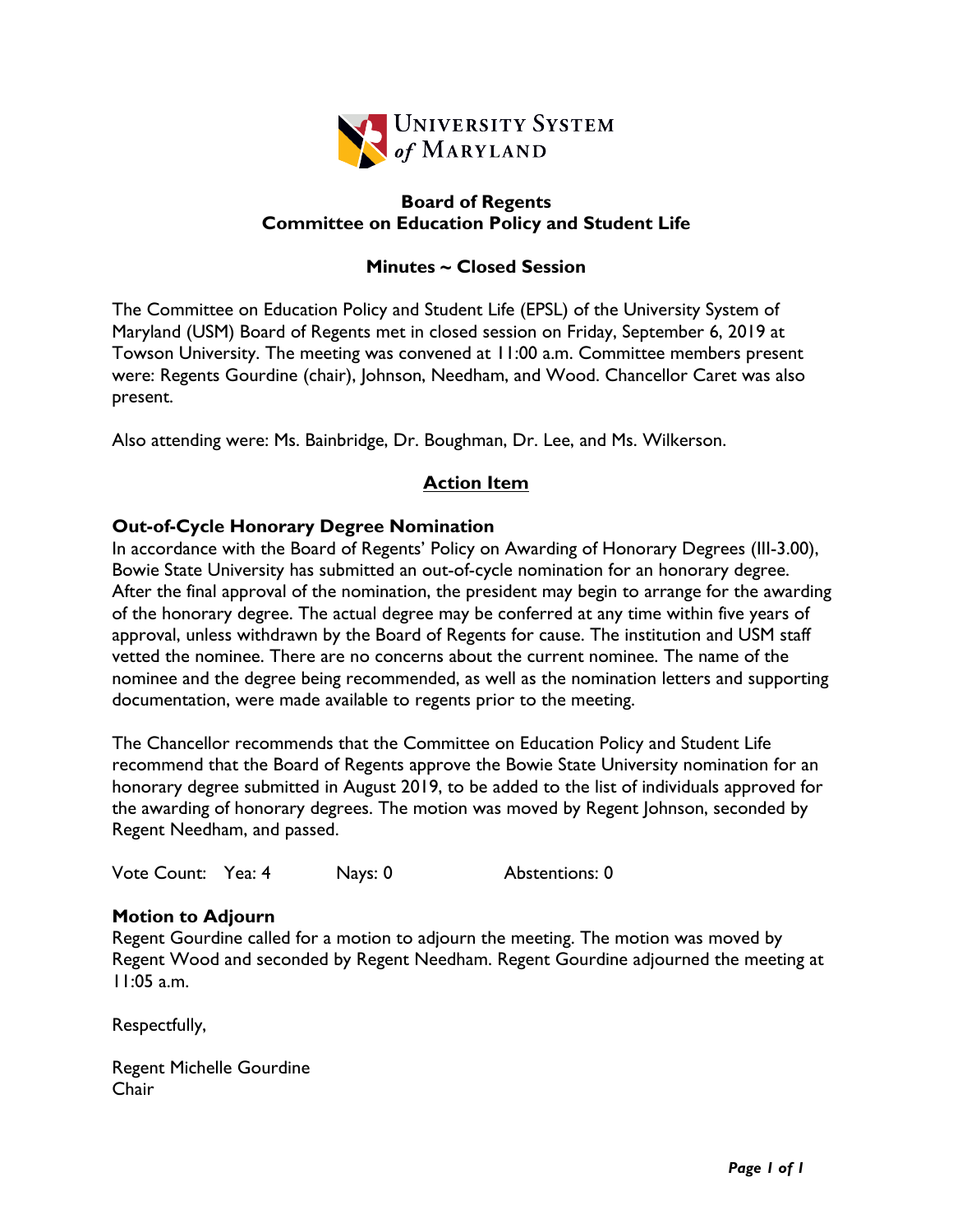UNIVERSITY SYSTEM *of* MARYLAND

# Board of Regents
## Committee on Education Policy and Student Life

### Minutes ~ Closed Session

The Committee on Education Policy and Student Life (EPSL) of the University System of Maryland (USM) Board of Regents met in closed session on Friday, September 6, 2019 at Towson University. The meeting was convened at 11:00 a.m. Committee members present were: Regents Gourdine (chair), Johnson, Needham, and Wood. Chancellor Caret was also present.

Also attending were: Ms. Bainbridge, Dr. Boughman, Dr. Lee, and Ms. Wilkerson.

## Action Item

**Out-of-Cycle Honorary Degree Nomination**

In accordance with the Board of Regents' Policy on Awarding of Honorary Degrees (III-3.00), Bowie State University has submitted an out-of-cycle nomination for an honorary degree. After the final approval of the nomination, the president may begin to arrange for the awarding of the honorary degree. The actual degree may be conferred at any time within five years of approval, unless withdrawn by the Board of Regents for cause. The institution and USM staff vetted the nominee. There are no concerns about the current nominee. The name of the nominee and the degree being recommended, as well as the nomination letters and supporting documentation, were made available to regents prior to the meeting.

The Chancellor recommends that the Committee on Education Policy and Student Life recommend that the Board of Regents approve the Bowie State University nomination for an honorary degree submitted in August 2019, to be added to the list of individuals approved for the awarding of honorary degrees. The motion was moved by Regent Johnson, seconded by Regent Needham, and passed.

Vote Count: Yea: 4 Nays: 0 Abstentions: 0

**Motion to Adjourn**

Regent Gourdine called for a motion to adjourn the meeting. The motion was moved by Regent Wood and seconded by Regent Needham. Regent Gourdine adjourned the meeting at 11:05 a.m.

Respectfully,

Regent Michelle Gourdine
Chair